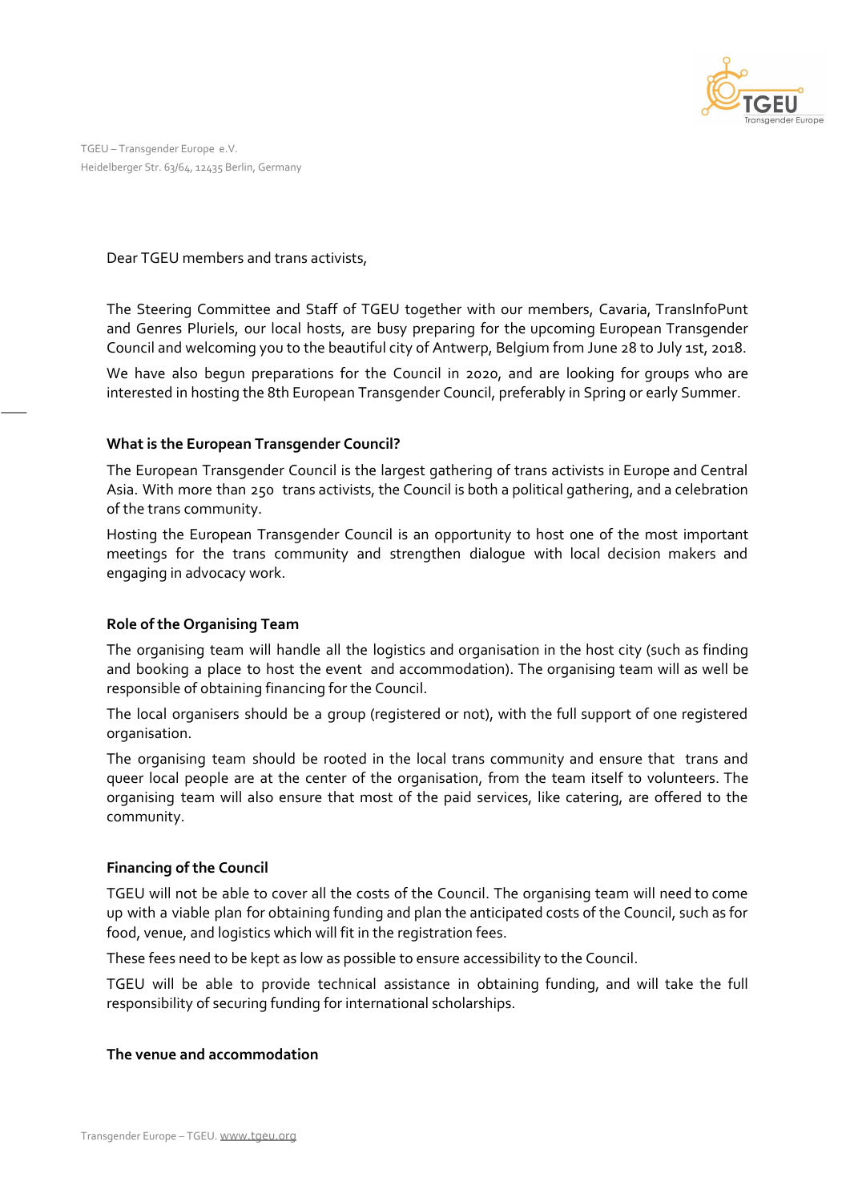TGEU – Transgender Europe e.V.
Heidelberger Str. 63/64, 12435 Berlin, Germany

Dear TGEU members and trans activists,

The Steering Committee and Staff of TGEU together with our members, Cavaria, TransInfoPunt and Genres Pluriels, our local hosts, are busy preparing for the upcoming European Transgender Council and welcoming you to the beautiful city of Antwerp, Belgium from June 28 to July 1st, 2018.

We have also begun preparations for the Council in 2020, and are looking for groups who are interested in hosting the 8th European Transgender Council, preferably in Spring or early Summer.

### What is the European Transgender Council?

The European Transgender Council is the largest gathering of trans activists in Europe and Central Asia. With more than 250 trans activists, the Council is both a political gathering, and a celebration of the trans community.

Hosting the European Transgender Council is an opportunity to host one of the most important meetings for the trans community and strengthen dialogue with local decision makers and engaging in advocacy work.

### Role of the Organising Team

The organising team will handle all the logistics and organisation in the host city (such as finding and booking a place to host the event and accommodation). The organising team will as well be responsible of obtaining financing for the Council.

The local organisers should be a group (registered or not), with the full support of one registered organisation.

The organising team should be rooted in the local trans community and ensure that trans and queer local people are at the center of the organisation, from the team itself to volunteers. The organising team will also ensure that most of the paid services, like catering, are offered to the community.

### Financing of the Council

TGEU will not be able to cover all the costs of the Council. The organising team will need to come up with a viable plan for obtaining funding and plan the anticipated costs of the Council, such as for food, venue, and logistics which will fit in the registration fees.

These fees need to be kept as low as possible to ensure accessibility to the Council.

TGEU will be able to provide technical assistance in obtaining funding, and will take the full responsibility of securing funding for international scholarships.

### The venue and accommodation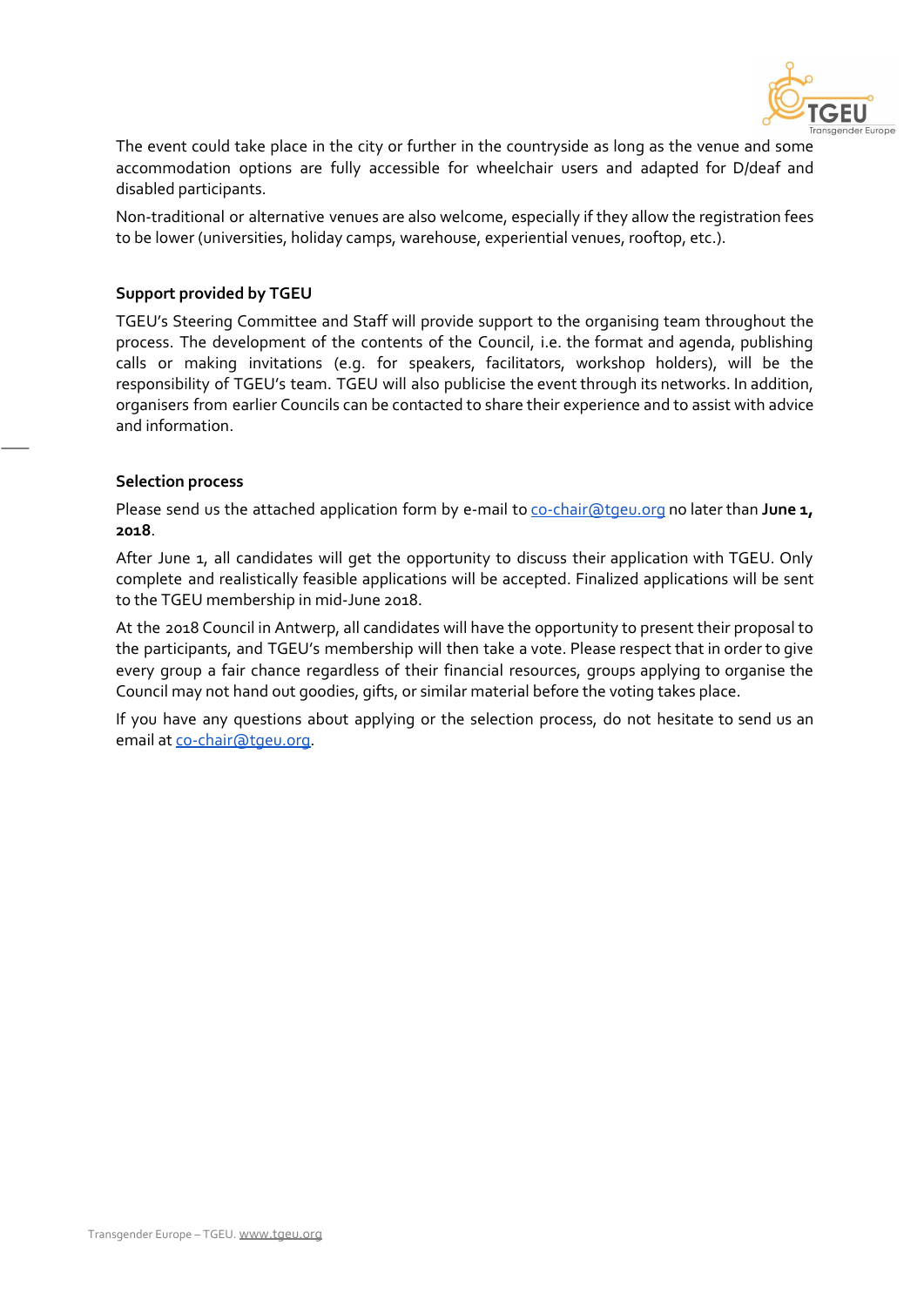The event could take place in the city or further in the countryside as long as the venue and some accommodation options are fully accessible for wheelchair users and adapted for D/deaf and disabled participants.

Non-traditional or alternative venues are also welcome, especially if they allow the registration fees to be lower (universities, holiday camps, warehouse, experiential venues, rooftop, etc.).

### Support provided by TGEU

TGEU's Steering Committee and Staff will provide support to the organising team throughout the process. The development of the contents of the Council, i.e. the format and agenda, publishing calls or making invitations (e.g. for speakers, facilitators, workshop holders), will be the responsibility of TGEU's team. TGEU will also publicise the event through its networks. In addition, organisers from earlier Councils can be contacted to share their experience and to assist with advice and information.

### Selection process

Please send us the attached application form by e-mail to co-chair@tgeu.org no later than **June 1, 2018**.

After June 1, all candidates will get the opportunity to discuss their application with TGEU. Only complete and realistically feasible applications will be accepted. Finalized applications will be sent to the TGEU membership in mid-June 2018.

At the 2018 Council in Antwerp, all candidates will have the opportunity to present their proposal to the participants, and TGEU's membership will then take a vote. Please respect that in order to give every group a fair chance regardless of their financial resources, groups applying to organise the Council may not hand out goodies, gifts, or similar material before the voting takes place.

If you have any questions about applying or the selection process, do not hesitate to send us an email at co-chair@tgeu.org.